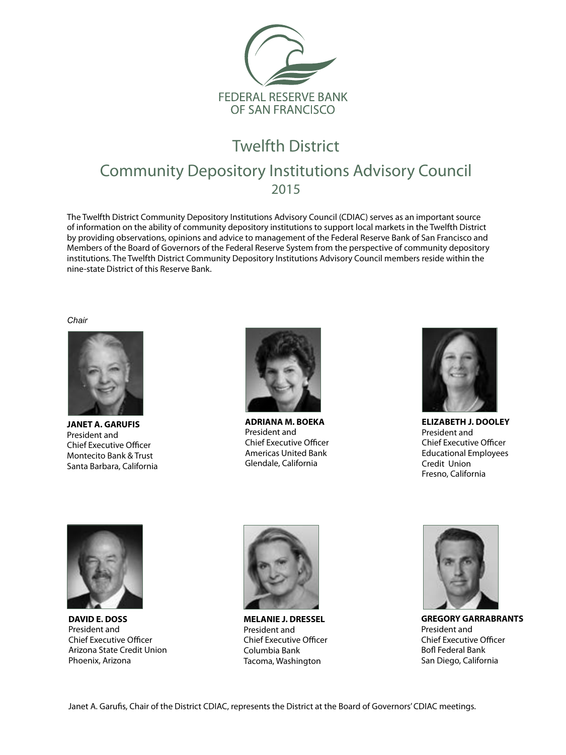FEDERAL RESERVE BANK
OF SAN FRANCISCO

# Twelfth District
# Community Depository Institutions Advisory Council
## 2015

The Twelfth District Community Depository Institutions Advisory Council (CDIAC) serves as an important source of information on the ability of community depository institutions to support local markets in the Twelfth District by providing observations, opinions and advice to management of the Federal Reserve Bank of San Francisco and Members of the Board of Governors of the Federal Reserve System from the perspective of community depository institutions. The Twelfth District Community Depository Institutions Advisory Council members reside within the nine-state District of this Reserve Bank.

*Chair*

**JANET A. GARUFIS**
President and
Chief Executive Officer
Montecito Bank & Trust
Santa Barbara, California

**ADRIANA M. BOEKA**
President and
Chief Executive Officer
Americas United Bank
Glendale, California

**ELIZABETH J. DOOLEY**
President and
Chief Executive Officer
Educational Employees
Credit Union
Fresno, California

**DAVID E. DOSS**
President and
Chief Executive Officer
Arizona State Credit Union
Phoenix, Arizona

**MELANIE J. DRESSEL**
President and
Chief Executive Officer
Columbia Bank
Tacoma, Washington

**GREGORY GARRABRANTS**
President and
Chief Executive Officer
BofI Federal Bank
San Diego, California

Janet A. Garufis, Chair of the District CDIAC, represents the District at the Board of Governors' CDIAC meetings.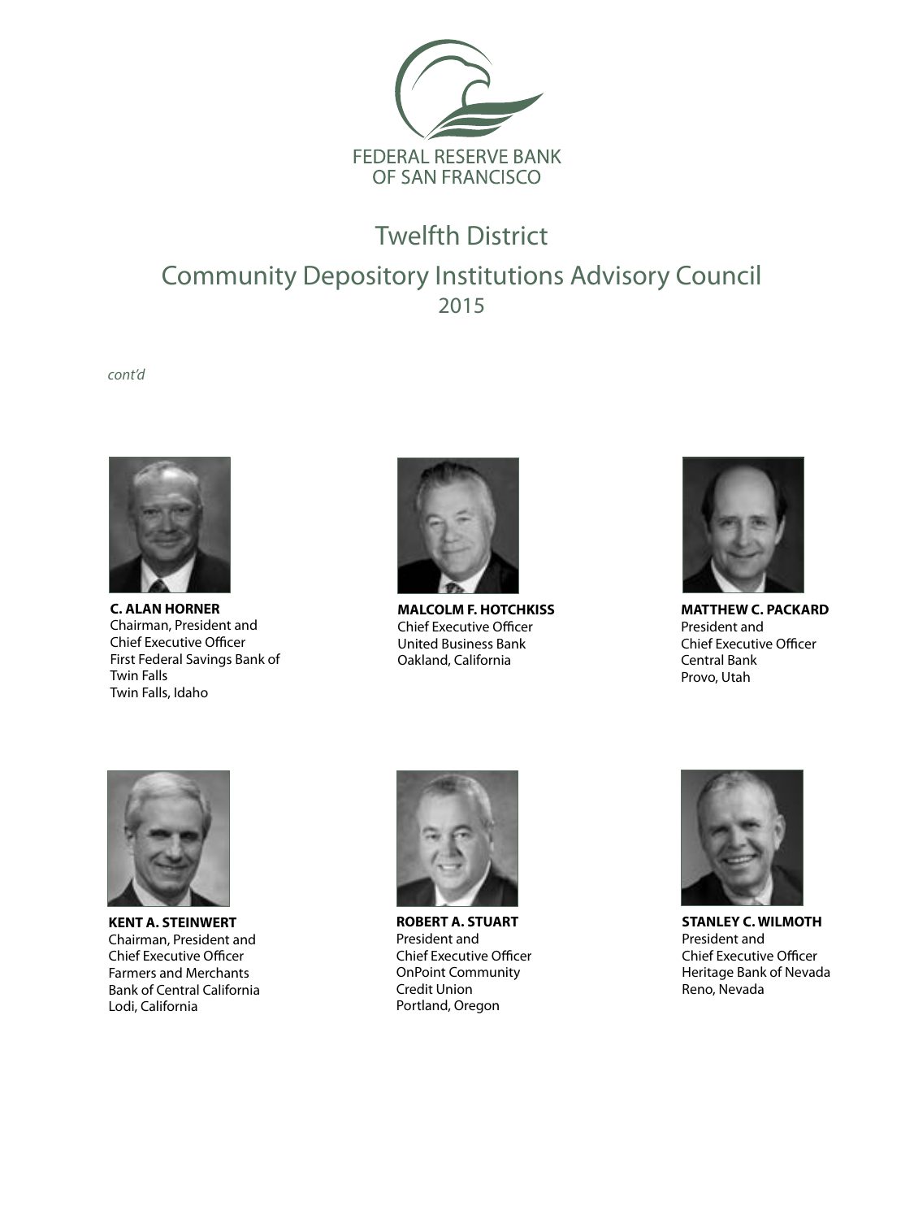FEDERAL RESERVE BANK
OF SAN FRANCISCO

# Twelfth District

## Community Depository Institutions Advisory Council

2015

*cont'd*

**C. ALAN HORNER**
Chairman, President and
Chief Executive Officer
First Federal Savings Bank of
Twin Falls
Twin Falls, Idaho

**MALCOLM F. HOTCHKISS**
Chief Executive Officer
United Business Bank
Oakland, California

**MATTHEW C. PACKARD**
President and
Chief Executive Officer
Central Bank
Provo, Utah

**KENT A. STEINWERT**
Chairman, President and
Chief Executive Officer
Farmers and Merchants
Bank of Central California
Lodi, California

**ROBERT A. STUART**
President and
Chief Executive Officer
OnPoint Community
Credit Union
Portland, Oregon

**STANLEY C. WILMOTH**
President and
Chief Executive Officer
Heritage Bank of Nevada
Reno, Nevada